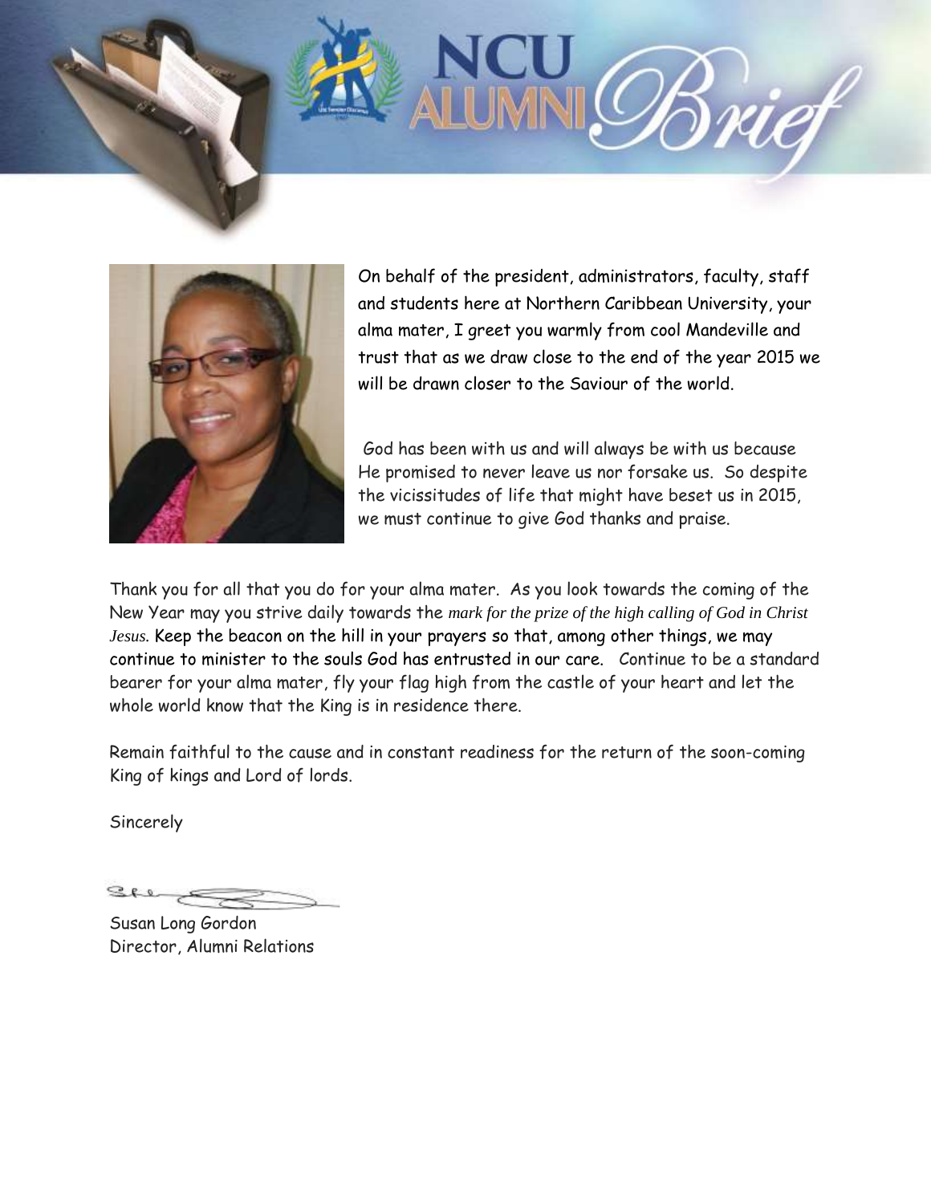# NCU ALUMNI *Brief*

On behalf of the president, administrators, faculty, staff and students here at Northern Caribbean University, your alma mater, I greet you warmly from cool Mandeville and trust that as we draw close to the end of the year 2015 we will be drawn closer to the Saviour of the world.

God has been with us and will always be with us because He promised to never leave us nor forsake us. So despite the vicissitudes of life that might have beset us in 2015, we must continue to give God thanks and praise.

Thank you for all that you do for your alma mater. As you look towards the coming of the New Year may you strive daily towards the *mark for the prize of the high calling of God in Christ Jesus.* Keep the beacon on the hill in your prayers so that, among other things, we may continue to minister to the souls God has entrusted in our care. Continue to be a standard bearer for your alma mater, fly your flag high from the castle of your heart and let the whole world know that the King is in residence there.

Remain faithful to the cause and in constant readiness for the return of the soon-coming King of kings and Lord of lords.

Sincerely

Susan Long Gordon
Director, Alumni Relations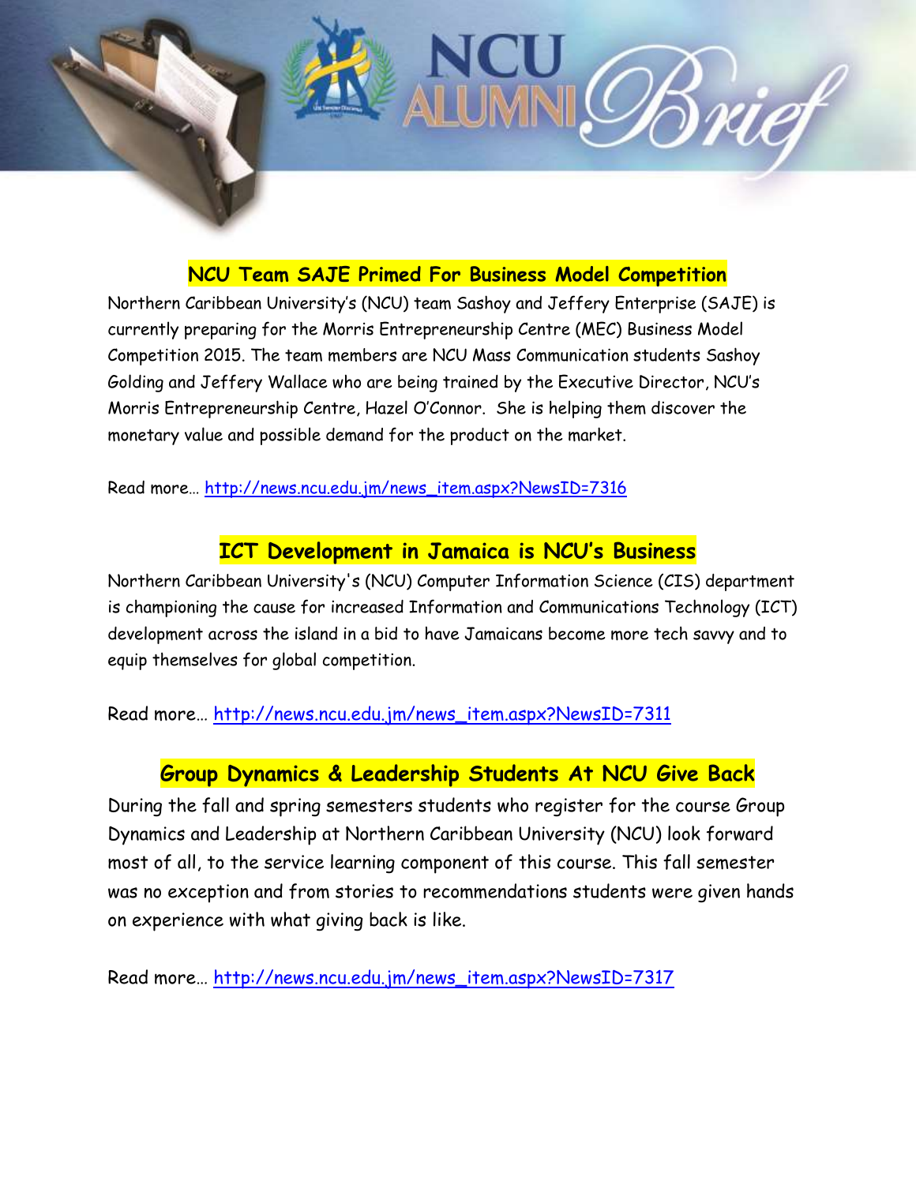## NCU Team SAJE Primed For Business Model Competition

Northern Caribbean University's (NCU) team Sashoy and Jeffery Enterprise (SAJE) is currently preparing for the Morris Entrepreneurship Centre (MEC) Business Model Competition 2015. The team members are NCU Mass Communication students Sashoy Golding and Jeffery Wallace who are being trained by the Executive Director, NCU's Morris Entrepreneurship Centre, Hazel O'Connor. She is helping them discover the monetary value and possible demand for the product on the market.

Read more… http://news.ncu.edu.jm/news_item.aspx?NewsID=7316

## ICT Development in Jamaica is NCU's Business

Northern Caribbean University's (NCU) Computer Information Science (CIS) department is championing the cause for increased Information and Communications Technology (ICT) development across the island in a bid to have Jamaicans become more tech savvy and to equip themselves for global competition.

Read more… http://news.ncu.edu.jm/news_item.aspx?NewsID=7311

## Group Dynamics & Leadership Students At NCU Give Back

During the fall and spring semesters students who register for the course Group Dynamics and Leadership at Northern Caribbean University (NCU) look forward most of all, to the service learning component of this course. This fall semester was no exception and from stories to recommendations students were given hands on experience with what giving back is like.

Read more… http://news.ncu.edu.jm/news_item.aspx?NewsID=7317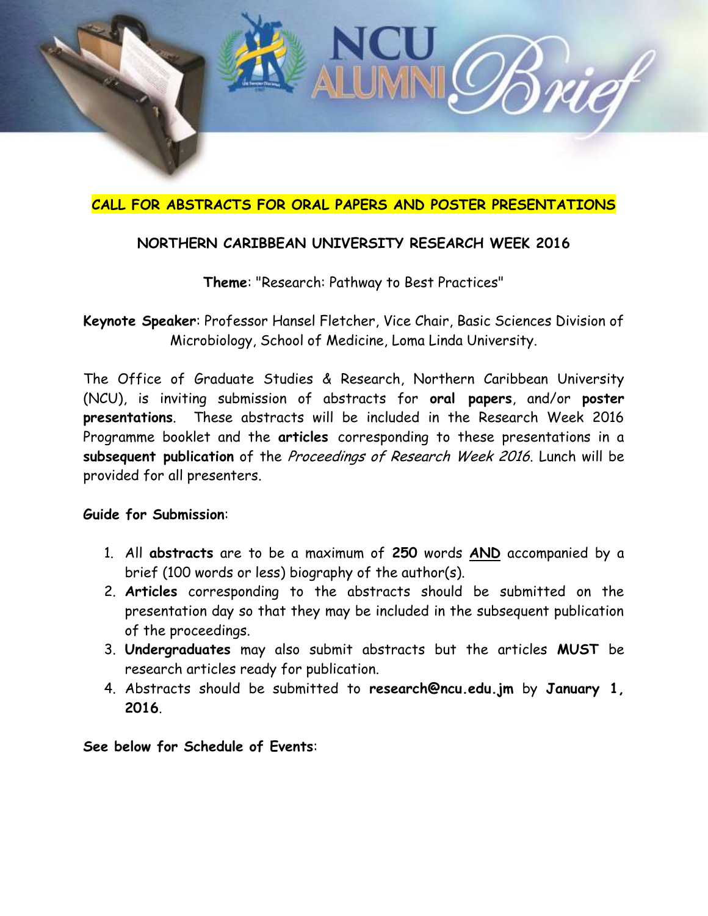**CALL FOR ABSTRACTS FOR ORAL PAPERS AND POSTER PRESENTATIONS**

**NORTHERN CARIBBEAN UNIVERSITY RESEARCH WEEK 2016**

**Theme**: "Research: Pathway to Best Practices"

**Keynote Speaker**: Professor Hansel Fletcher, Vice Chair, Basic Sciences Division of Microbiology, School of Medicine, Loma Linda University.

The Office of Graduate Studies & Research, Northern Caribbean University (NCU), is inviting submission of abstracts for **oral papers**, and/or **poster presentations**. These abstracts will be included in the Research Week 2016 Programme booklet and the **articles** corresponding to these presentations in a **subsequent publication** of the *Proceedings of Research Week 2016*. Lunch will be provided for all presenters.

**Guide for Submission**:

1. All **abstracts** are to be a maximum of **250** words **AND** accompanied by a brief (100 words or less) biography of the author(s).
2. **Articles** corresponding to the abstracts should be submitted on the presentation day so that they may be included in the subsequent publication of the proceedings.
3. **Undergraduates** may also submit abstracts but the articles **MUST** be research articles ready for publication.
4. Abstracts should be submitted to **research@ncu.edu.jm** by **January 1, 2016**.

**See below for Schedule of Events**: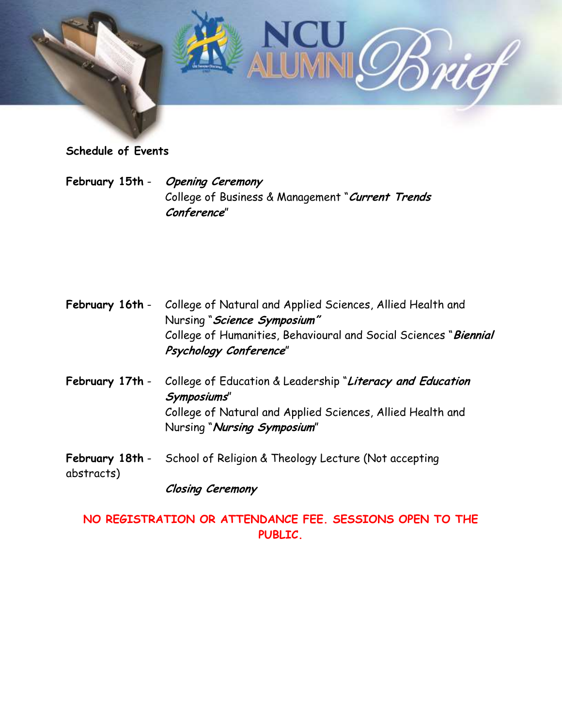**Schedule of Events**

**February 15th** - ***Opening Ceremony***
College of Business & Management "***Current Trends Conference***"

**February 16th** - College of Natural and Applied Sciences, Allied Health and Nursing "***Science Symposium***"
College of Humanities, Behavioural and Social Sciences "***Biennial Psychology Conference***"

**February 17th** - College of Education & Leadership "***Literacy and Education Symposiums***"
College of Natural and Applied Sciences, Allied Health and Nursing "***Nursing Symposium***"

**February 18th** - School of Religion & Theology Lecture (Not accepting abstracts)

***Closing Ceremony***

**NO REGISTRATION OR ATTENDANCE FEE. SESSIONS OPEN TO THE PUBLIC.**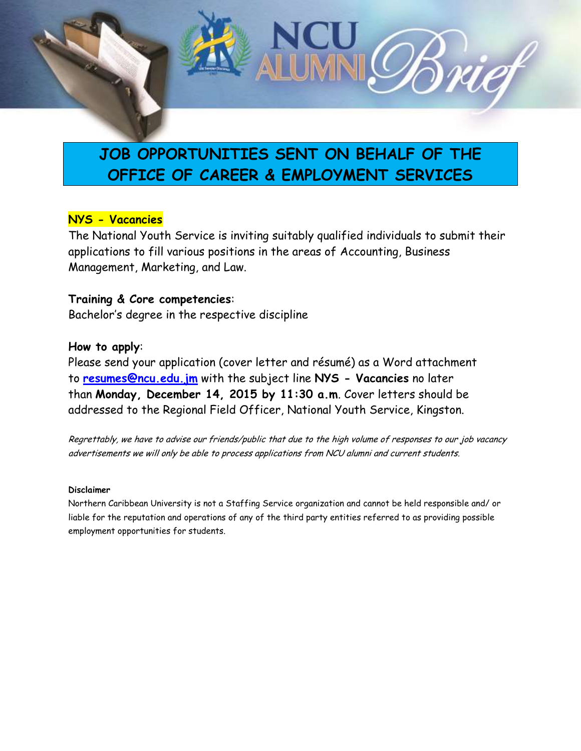# JOB OPPORTUNITIES SENT ON BEHALF OF THE OFFICE OF CAREER & EMPLOYMENT SERVICES

**NYS - Vacancies**

The National Youth Service is inviting suitably qualified individuals to submit their applications to fill various positions in the areas of Accounting, Business Management, Marketing, and Law.

**Training & Core competencies**:
Bachelor's degree in the respective discipline

**How to apply**:
Please send your application (cover letter and résumé) as a Word attachment to **resumes@ncu.edu.jm** with the subject line **NYS - Vacancies** no later than **Monday, December 14, 2015 by 11:30 a.m**. Cover letters should be addressed to the Regional Field Officer, National Youth Service, Kingston.

*Regrettably, we have to advise our friends/public that due to the high volume of responses to our job vacancy advertisements we will only be able to process applications from NCU alumni and current students.*

**Disclaimer**
Northern Caribbean University is not a Staffing Service organization and cannot be held responsible and/ or liable for the reputation and operations of any of the third party entities referred to as providing possible employment opportunities for students.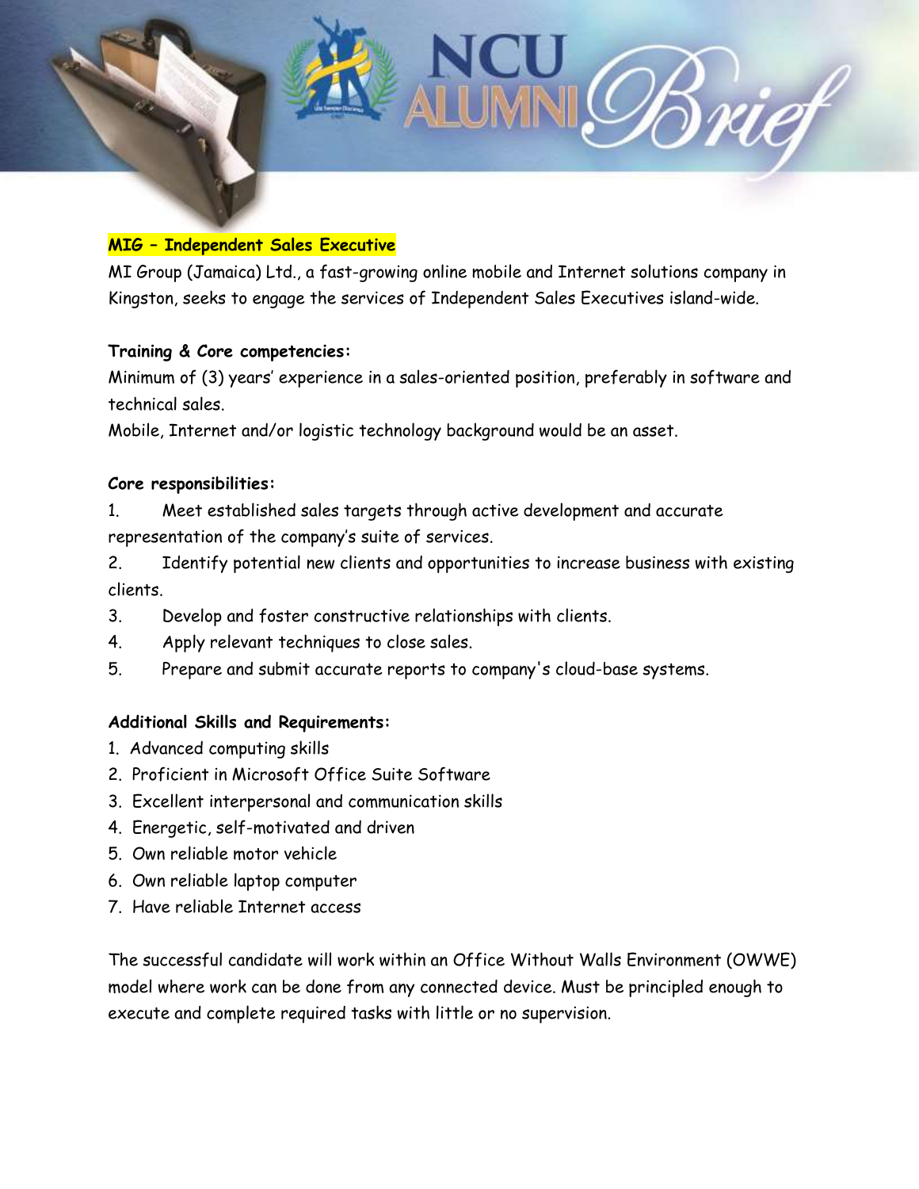**MIG – Independent Sales Executive**

MI Group (Jamaica) Ltd., a fast-growing online mobile and Internet solutions company in Kingston, seeks to engage the services of Independent Sales Executives island-wide.

**Training & Core competencies:**

Minimum of (3) years' experience in a sales-oriented position, preferably in software and technical sales.

Mobile, Internet and/or logistic technology background would be an asset.

**Core responsibilities:**

1. Meet established sales targets through active development and accurate representation of the company's suite of services.
2. Identify potential new clients and opportunities to increase business with existing clients.
3. Develop and foster constructive relationships with clients.
4. Apply relevant techniques to close sales.
5. Prepare and submit accurate reports to company's cloud-base systems.

**Additional Skills and Requirements:**

1. Advanced computing skills
2. Proficient in Microsoft Office Suite Software
3. Excellent interpersonal and communication skills
4. Energetic, self-motivated and driven
5. Own reliable motor vehicle
6. Own reliable laptop computer
7. Have reliable Internet access

The successful candidate will work within an Office Without Walls Environment (OWWE) model where work can be done from any connected device. Must be principled enough to execute and complete required tasks with little or no supervision.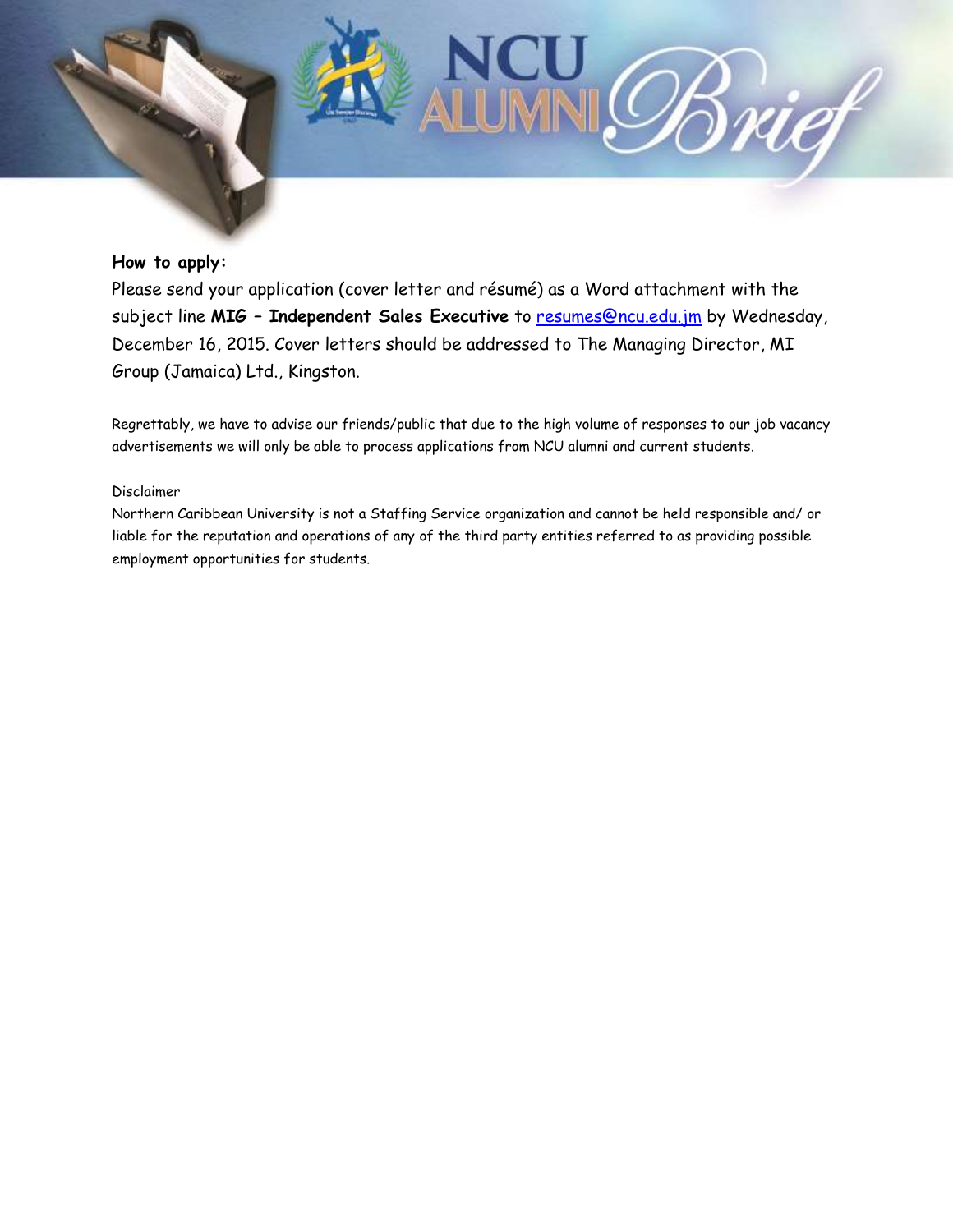**How to apply:**

Please send your application (cover letter and résumé) as a Word attachment with the subject line **MIG – Independent Sales Executive** to resumes@ncu.edu.jm by Wednesday, December 16, 2015. Cover letters should be addressed to The Managing Director, MI Group (Jamaica) Ltd., Kingston.

Regrettably, we have to advise our friends/public that due to the high volume of responses to our job vacancy advertisements we will only be able to process applications from NCU alumni and current students.

Disclaimer

Northern Caribbean University is not a Staffing Service organization and cannot be held responsible and/ or liable for the reputation and operations of any of the third party entities referred to as providing possible employment opportunities for students.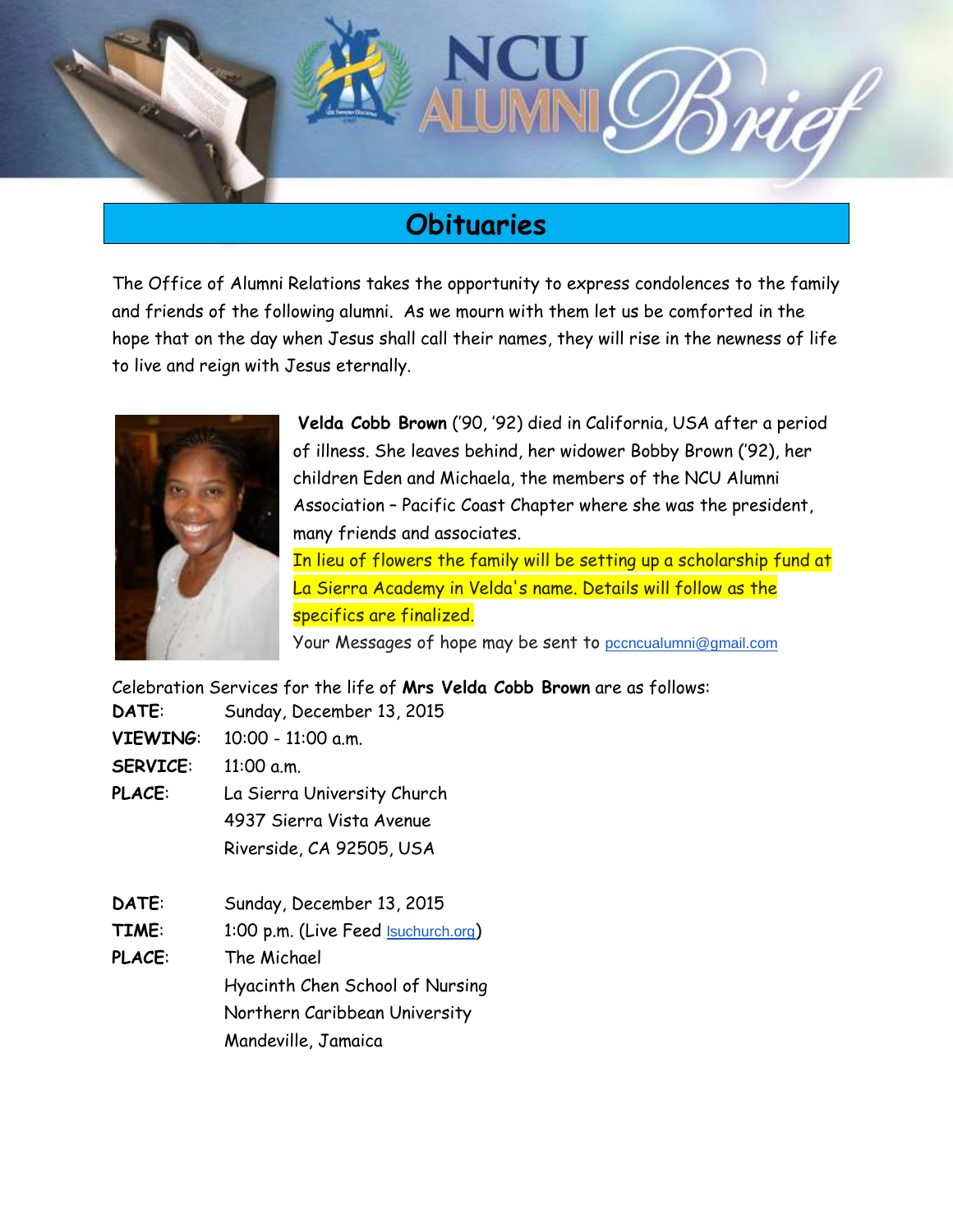## Obituaries

The Office of Alumni Relations takes the opportunity to express condolences to the family and friends of the following alumni. As we mourn with them let us be comforted in the hope that on the day when Jesus shall call their names, they will rise in the newness of life to live and reign with Jesus eternally.

**Velda Cobb Brown** ('90, '92) died in California, USA after a period of illness. She leaves behind, her widower Bobby Brown ('92), her children Eden and Michaela, the members of the NCU Alumni Association – Pacific Coast Chapter where she was the president, many friends and associates.

In lieu of flowers the family will be setting up a scholarship fund at La Sierra Academy in Velda's name. Details will follow as the specifics are finalized.

Your Messages of hope may be sent to pccncualumni@gmail.com

Celebration Services for the life of **Mrs Velda Cobb Brown** are as follows:

**DATE**: Sunday, December 13, 2015
**VIEWING**: 10:00 - 11:00 a.m.
**SERVICE**: 11:00 a.m.
**PLACE**: La Sierra University Church
4937 Sierra Vista Avenue
Riverside, CA 92505, USA

**DATE**: Sunday, December 13, 2015
**TIME**: 1:00 p.m. (Live Feed lsuchurch.org)
**PLACE**: The Michael
Hyacinth Chen School of Nursing
Northern Caribbean University
Mandeville, Jamaica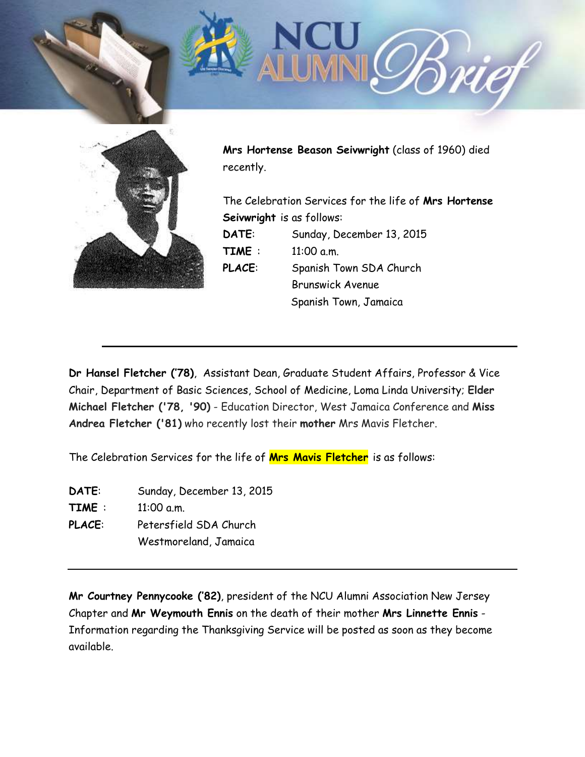**Mrs Hortense Beason Seivwright** (class of 1960) died recently.

The Celebration Services for the life of **Mrs Hortense Seivwright** is as follows:

**DATE**: Sunday, December 13, 2015
**TIME** : 11:00 a.m.
**PLACE**: Spanish Town SDA Church
Brunswick Avenue
Spanish Town, Jamaica

---

**Dr Hansel Fletcher ('78)**, Assistant Dean, Graduate Student Affairs, Professor & Vice Chair, Department of Basic Sciences, School of Medicine, Loma Linda University; **Elder Michael Fletcher ('78, '90)** - Education Director, West Jamaica Conference and **Miss Andrea Fletcher ('81)** who recently lost their **mother** Mrs Mavis Fletcher.

The Celebration Services for the life of **Mrs Mavis Fletcher** is as follows:

**DATE**: Sunday, December 13, 2015
**TIME** : 11:00 a.m.
**PLACE**: Petersfield SDA Church
Westmoreland, Jamaica

---

**Mr Courtney Pennycooke ('82)**, president of the NCU Alumni Association New Jersey Chapter and **Mr Weymouth Ennis** on the death of their mother **Mrs Linnette Ennis** - Information regarding the Thanksgiving Service will be posted as soon as they become available.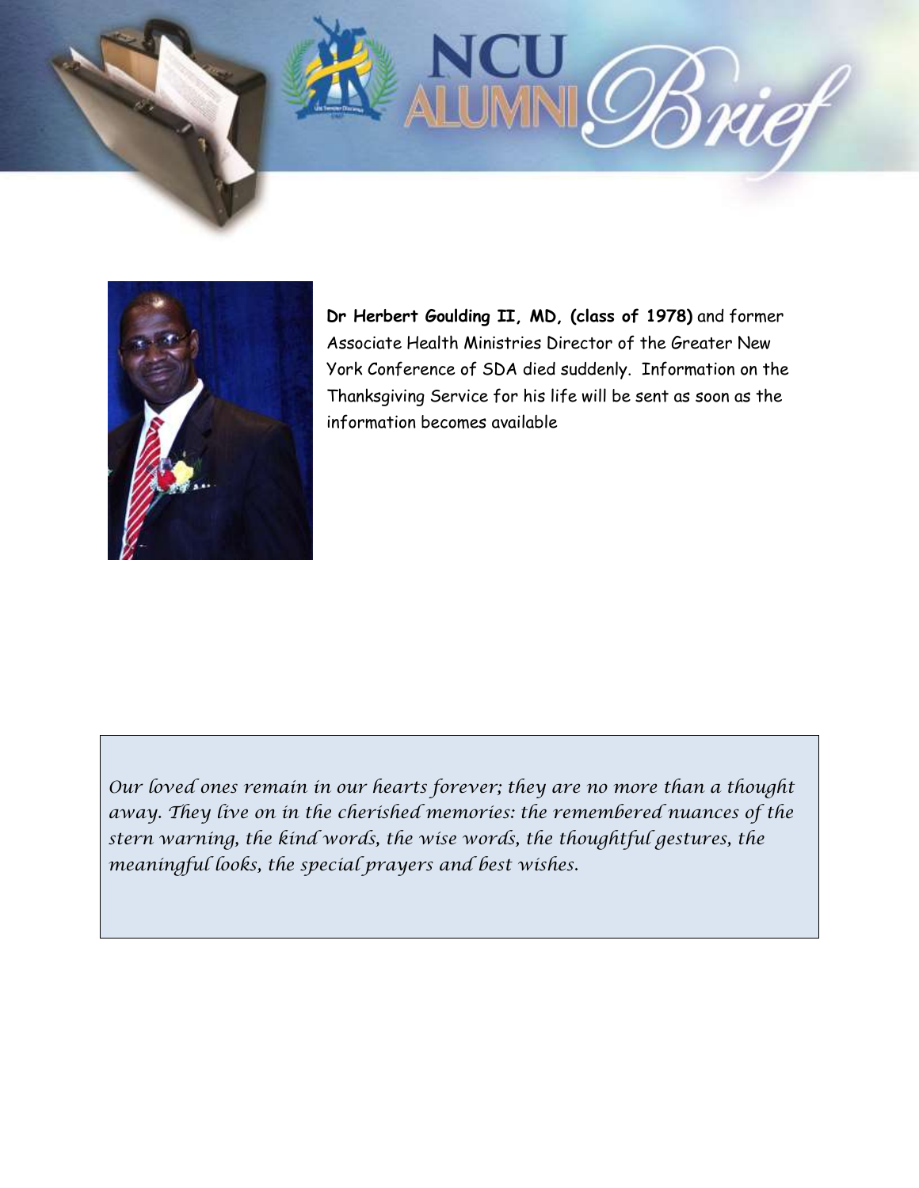**Dr Herbert Goulding II, MD, (class of 1978)** and former Associate Health Ministries Director of the Greater New York Conference of SDA died suddenly. Information on the Thanksgiving Service for his life will be sent as soon as the information becomes available

*Our loved ones remain in our hearts forever; they are no more than a thought away. They live on in the cherished memories: the remembered nuances of the stern warning, the kind words, the wise words, the thoughtful gestures, the meaningful looks, the special prayers and best wishes.*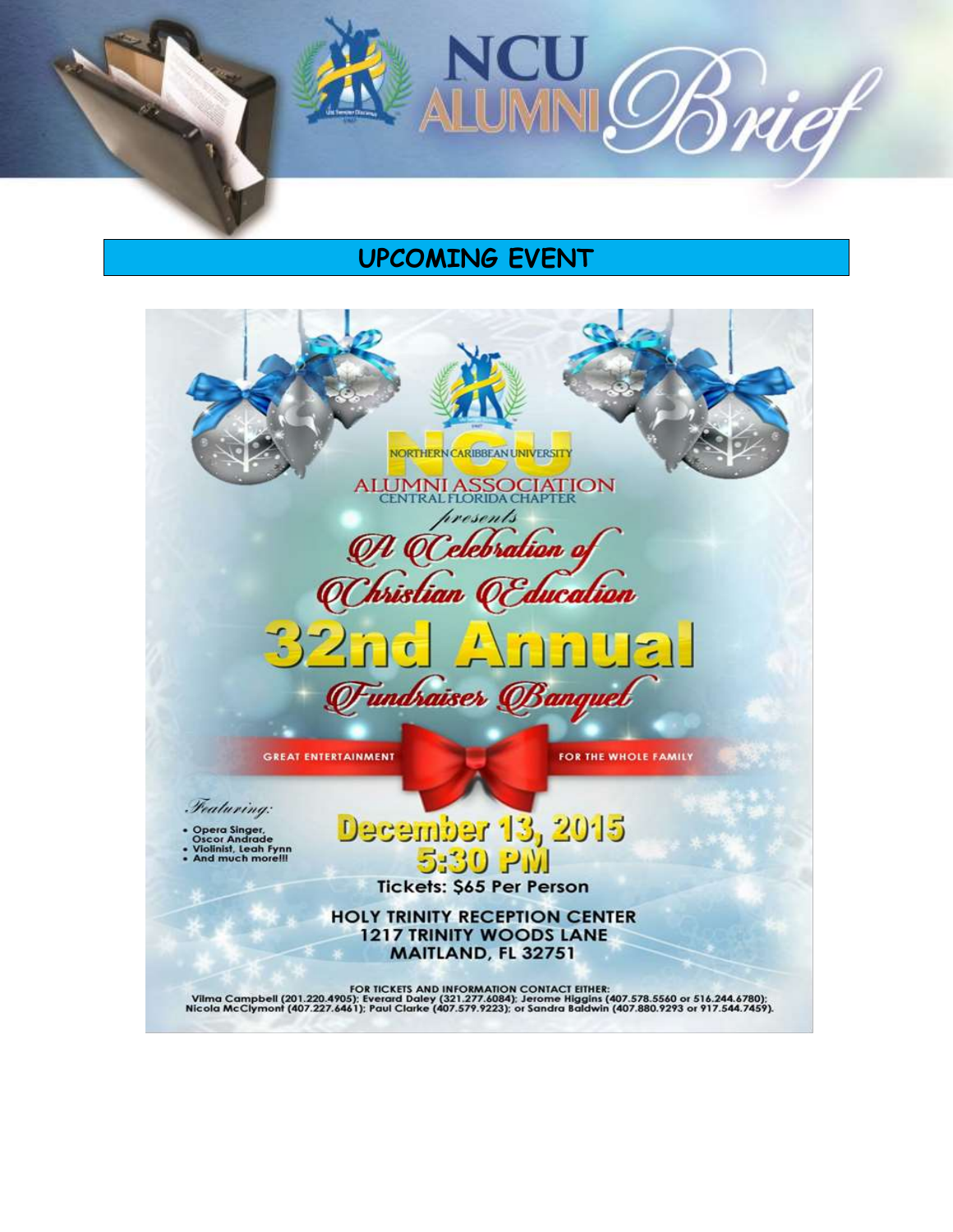## UPCOMING EVENT

NORTHERN CARIBBEAN UNIVERSITY

ALUMNI ASSOCIATION
CENTRAL FLORIDA CHAPTER

*presents*

*A Celebration of Christian Education*

# 32nd Annual

*Fundraiser Banquet*

GREAT ENTERTAINMENT FOR THE WHOLE FAMILY

*Featuring:*

- Opera Singer, Oscar Andrade
- Violinist, Leah Fynn
- And much more!!!

**December 13, 2015**
**5:30 PM**

Tickets: $65 Per Person

**HOLY TRINITY RECEPTION CENTER**
**1217 TRINITY WOODS LANE**
**MAITLAND, FL 32751**

FOR TICKETS AND INFORMATION CONTACT EITHER:
Vilma Campbell (201.220.4905); Everard Daley (321.277.6084); Jerome Higgins (407.578.5560 or 516.244.6780); Nicola McClymont (407.227.6461); Paul Clarke (407.579.9223); or Sandra Baldwin (407.880.9293 or 917.544.7459).